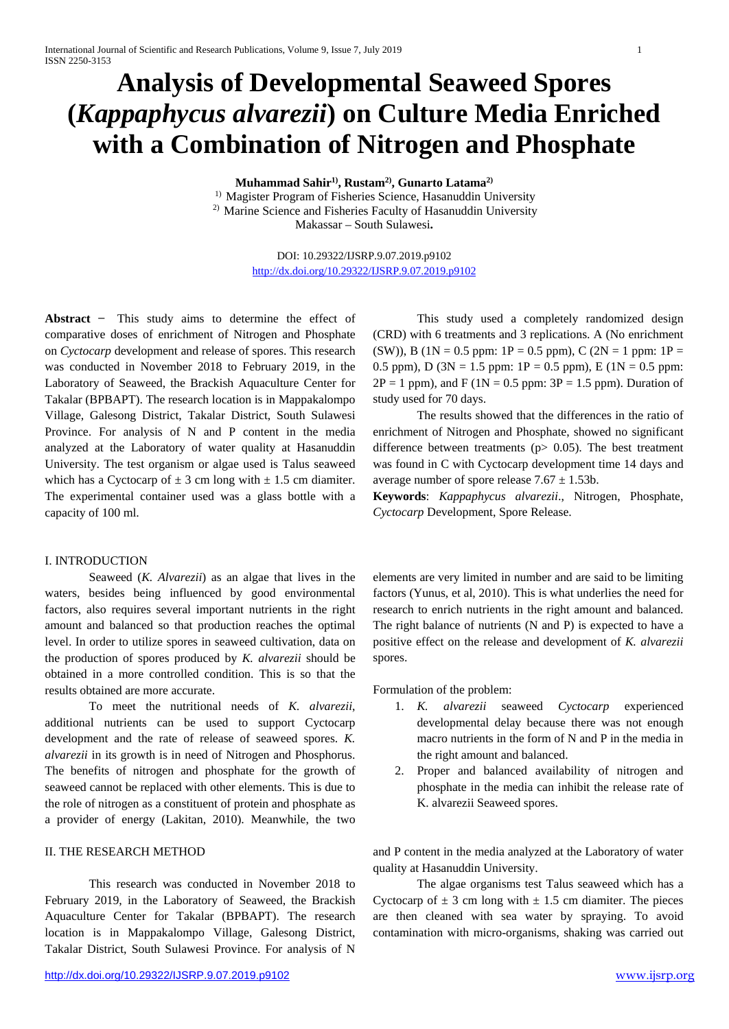# Analysis of Developmental Seaweed Spores (*Kappaphycus alvarezii*) on Culture Media Enriched with a Combination of Nitrogen and Phosphate

**Muhammad Sahir[1], Rustam[2], Gunarto Latama[2]**

[1] Magister Program of Fisheries Science, Hasanuddin University
[2] Marine Science and Fisheries Faculty of Hasanuddin University
Makassar – South Sulawesi**.**

DOI: 10.29322/IJSRP.9.07.2019.p9102
http://dx.doi.org/10.29322/IJSRP.9.07.2019.p9102

**Abstract** − This study aims to determine the effect of comparative doses of enrichment of Nitrogen and Phosphate on *Cyctocarp* development and release of spores. This research was conducted in November 2018 to February 2019, in the Laboratory of Seaweed, the Brackish Aquaculture Center for Takalar (BPBAPT). The research location is in Mappakalompo Village, Galesong District, Takalar District, South Sulawesi Province. For analysis of N and P content in the media analyzed at the Laboratory of water quality at Hasanuddin University. The test organism or algae used is Talus seaweed which has a Cyctocarp of ± 3 cm long with ± 1.5 cm diamiter. The experimental container used was a glass bottle with a capacity of 100 ml.

This study used a completely randomized design (CRD) with 6 treatments and 3 replications. A (No enrichment (SW)), B (1N = 0.5 ppm: 1P = 0.5 ppm), C (2N = 1 ppm: 1P = 0.5 ppm), D (3N = 1.5 ppm: 1P = 0.5 ppm), E (1N = 0.5 ppm: 2P = 1 ppm), and F (1N = 0.5 ppm: 3P = 1.5 ppm). Duration of study used for 70 days.

The results showed that the differences in the ratio of enrichment of Nitrogen and Phosphate, showed no significant difference between treatments ($p > 0.05$). The best treatment was found in C with Cyctocarp development time 14 days and average number of spore release $7.67 \pm 1.53^b$.

**Keywords**: *Kappaphycus alvarezii*., Nitrogen, Phosphate, *Cyctocarp* Development, Spore Release.

## I. INTRODUCTION

Seaweed (*K. Alvarezii*) as an algae that lives in the waters, besides being influenced by good environmental factors, also requires several important nutrients in the right amount and balanced so that production reaches the optimal level. In order to utilize spores in seaweed cultivation, data on the production of spores produced by *K. alvarezii* should be obtained in a more controlled condition. This is so that the results obtained are more accurate.

To meet the nutritional needs of *K. alvarezii*, additional nutrients can be used to support Cyctocarp development and the rate of release of seaweed spores. *K. alvarezii* in its growth is in need of Nitrogen and Phosphorus. The benefits of nitrogen and phosphate for the growth of seaweed cannot be replaced with other elements. This is due to the role of nitrogen as a constituent of protein and phosphate as a provider of energy (Lakitan, 2010). Meanwhile, the two elements are very limited in number and are said to be limiting factors (Yunus, et al, 2010). This is what underlies the need for research to enrich nutrients in the right amount and balanced. The right balance of nutrients (N and P) is expected to have a positive effect on the release and development of *K. alvarezii* spores.

Formulation of the problem:

1. *K. alvarezii* seaweed *Cyctocarp* experienced developmental delay because there was not enough macro nutrients in the form of N and P in the media in the right amount and balanced.
2. Proper and balanced availability of nitrogen and phosphate in the media can inhibit the release rate of K. alvarezii Seaweed spores.

## II. THE RESEARCH METHOD

This research was conducted in November 2018 to February 2019, in the Laboratory of Seaweed, the Brackish Aquaculture Center for Takalar (BPBAPT). The research location is in Mappakalompo Village, Galesong District, Takalar District, South Sulawesi Province. For analysis of N and P content in the media analyzed at the Laboratory of water quality at Hasanuddin University.

The algae organisms test Talus seaweed which has a Cyctocarp of ± 3 cm long with ± 1.5 cm diamiter. The pieces are then cleaned with sea water by spraying. To avoid contamination with micro-organisms, shaking was carried out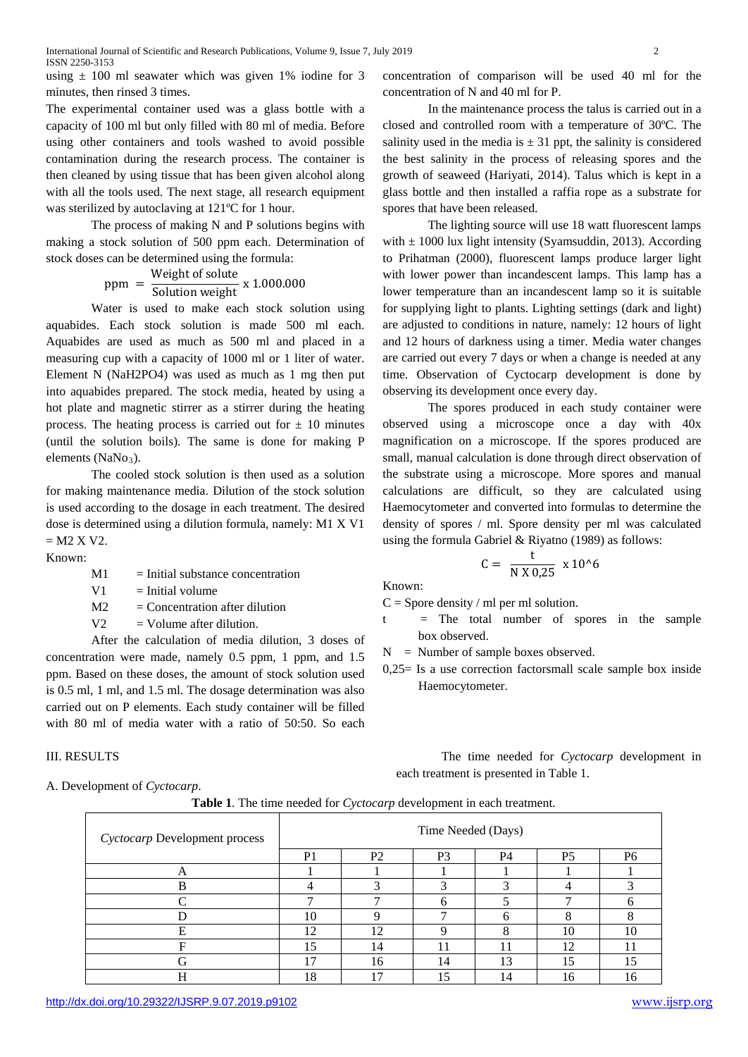using ± 100 ml seawater which was given 1% iodine for 3 minutes, then rinsed 3 times.

The experimental container used was a glass bottle with a capacity of 100 ml but only filled with 80 ml of media. Before using other containers and tools washed to avoid possible contamination during the research process. The container is then cleaned by using tissue that has been given alcohol along with all the tools used. The next stage, all research equipment was sterilized by autoclaving at 121ºC for 1 hour.

The process of making N and P solutions begins with making a stock solution of 500 ppm each. Determination of stock doses can be determined using the formula:

$$\text{ppm} = \frac{\text{Weight of solute}}{\text{Solution weight}} \times 1.000.000$$

Water is used to make each stock solution using aquabides. Each stock solution is made 500 ml each. Aquabides are used as much as 500 ml and placed in a measuring cup with a capacity of 1000 ml or 1 liter of water. Element N ($NaH2PO4$) was used as much as 1 mg then put into aquabides prepared. The stock media, heated by using a hot plate and magnetic stirrer as a stirrer during the heating process. The heating process is carried out for ± 10 minutes (until the solution boils). The same is done for making P elements ($NaNo_3$).

The cooled stock solution is then used as a solution for making maintenance media. Dilution of the stock solution is used according to the dosage in each treatment. The desired dose is determined using a dilution formula, namely: M1 X V1 = M2 X V2.

Known:

- M1 = Initial substance concentration
- V1 = Initial volume
- M2 = Concentration after dilution
- V2 = Volume after dilution.

After the calculation of media dilution, 3 doses of concentration were made, namely 0.5 ppm, 1 ppm, and 1.5 ppm. Based on these doses, the amount of stock solution used is 0.5 ml, 1 ml, and 1.5 ml. The dosage determination was also carried out on P elements. Each study container will be filled with 80 ml of media water with a ratio of 50:50. So each concentration of comparison will be used 40 ml for the concentration of N and 40 ml for P.

In the maintenance process the talus is carried out in a closed and controlled room with a temperature of 30ºC. The salinity used in the media is ± 31 ppt, the salinity is considered the best salinity in the process of releasing spores and the growth of seaweed (Hariyati, 2014). Talus which is kept in a glass bottle and then installed a raffia rope as a substrate for spores that have been released.

The lighting source will use 18 watt fluorescent lamps with ± 1000 lux light intensity (Syamsuddin, 2013). According to Prihatman (2000), fluorescent lamps produce larger light with lower power than incandescent lamps. This lamp has a lower temperature than an incandescent lamp so it is suitable for supplying light to plants. Lighting settings (dark and light) are adjusted to conditions in nature, namely: 12 hours of light and 12 hours of darkness using a timer. Media water changes are carried out every 7 days or when a change is needed at any time. Observation of Cyctocarp development is done by observing its development once every day.

The spores produced in each study container were observed using a microscope once a day with 40x magnification on a microscope. If the spores produced are small, manual calculation is done through direct observation of the substrate using a microscope. More spores and manual calculations are difficult, so they are calculated using Haemocytometer and converted into formulas to determine the density of spores / ml. Spore density per ml was calculated using the formula Gabriel & Riyatno (1989) as follows:

$$C = \frac{t}{N \times 0{,}25} \times 10^6$$

Known:

- C = Spore density / ml per ml solution.
- t = The total number of spores in the sample box observed.
- N = Number of sample boxes observed.
- 0,25= Is a use correction factorsmall scale sample box inside Haemocytometer.

## III. RESULTS

### A. Development of *Cyctocarp*.

The time needed for *Cyctocarp* development in each treatment is presented in Table 1.

**Table 1**. The time needed for *Cyctocarp* development in each treatment.

| *Cyctocarp* Development process | Time Needed (Days) | | | | | |
|---|---|---|---|---|---|---|
| | P1 | P2 | P3 | P4 | P5 | P6 |
| A | 1 | 1 | 1 | 1 | 1 | 1 |
| B | 4 | 3 | 3 | 3 | 4 | 3 |
| C | 7 | 7 | 6 | 5 | 7 | 6 |
| D | 10 | 9 | 7 | 6 | 8 | 8 |
| E | 12 | 12 | 9 | 8 | 10 | 10 |
| F | 15 | 14 | 11 | 11 | 12 | 11 |
| G | 17 | 16 | 14 | 13 | 15 | 15 |
| H | 18 | 17 | 15 | 14 | 16 | 16 |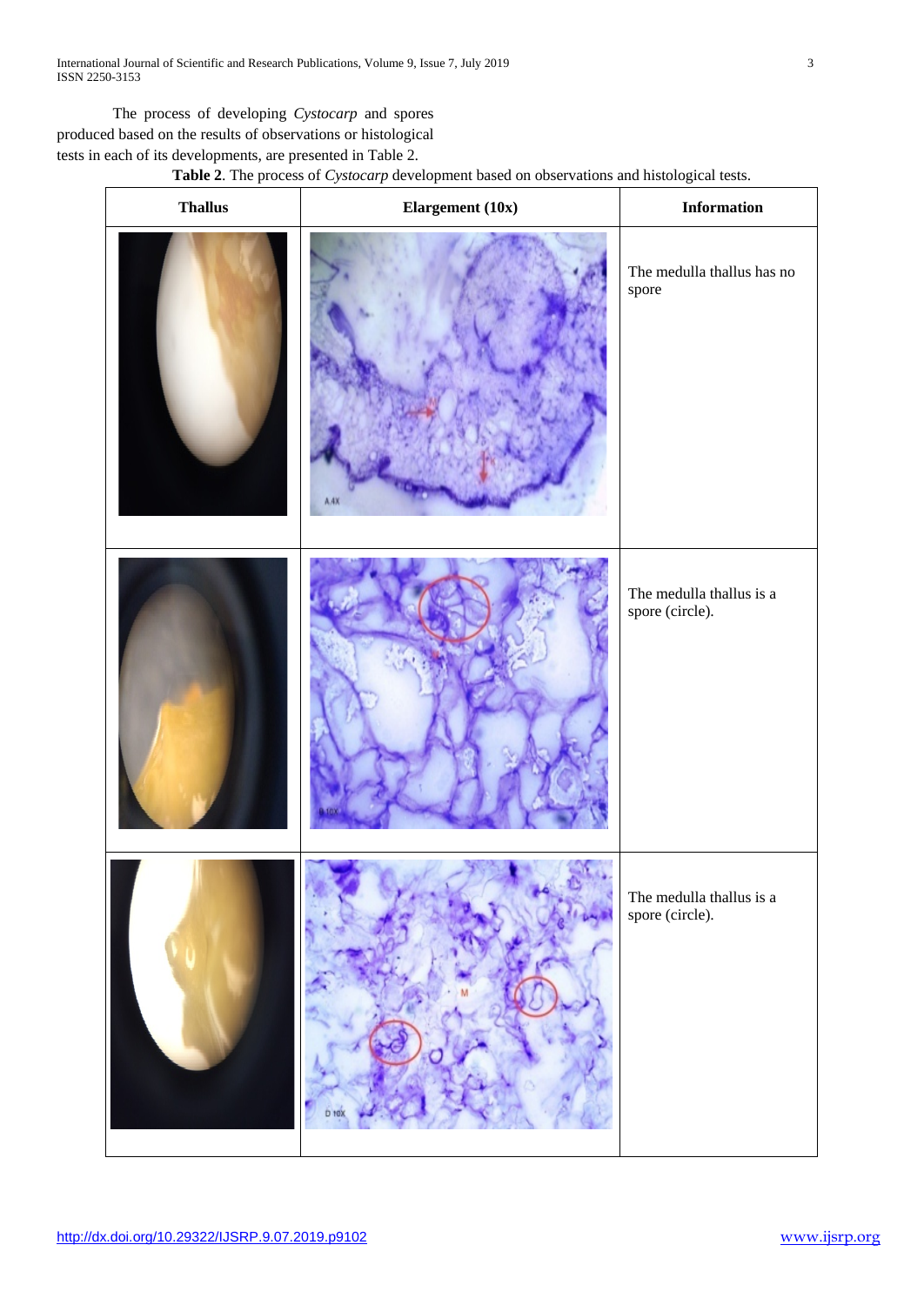The process of developing *Cystocarp* and spores produced based on the results of observations or histological tests in each of its developments, are presented in Table 2.

**Table 2**. The process of *Cystocarp* development based on observations and histological tests.

| Thallus | Elargement (10x) | Information |
| --- | --- | --- |
| | | The medulla thallus has no spore |
| | | The medulla thallus is a spore (circle). |
| | | The medulla thallus is a spore (circle). |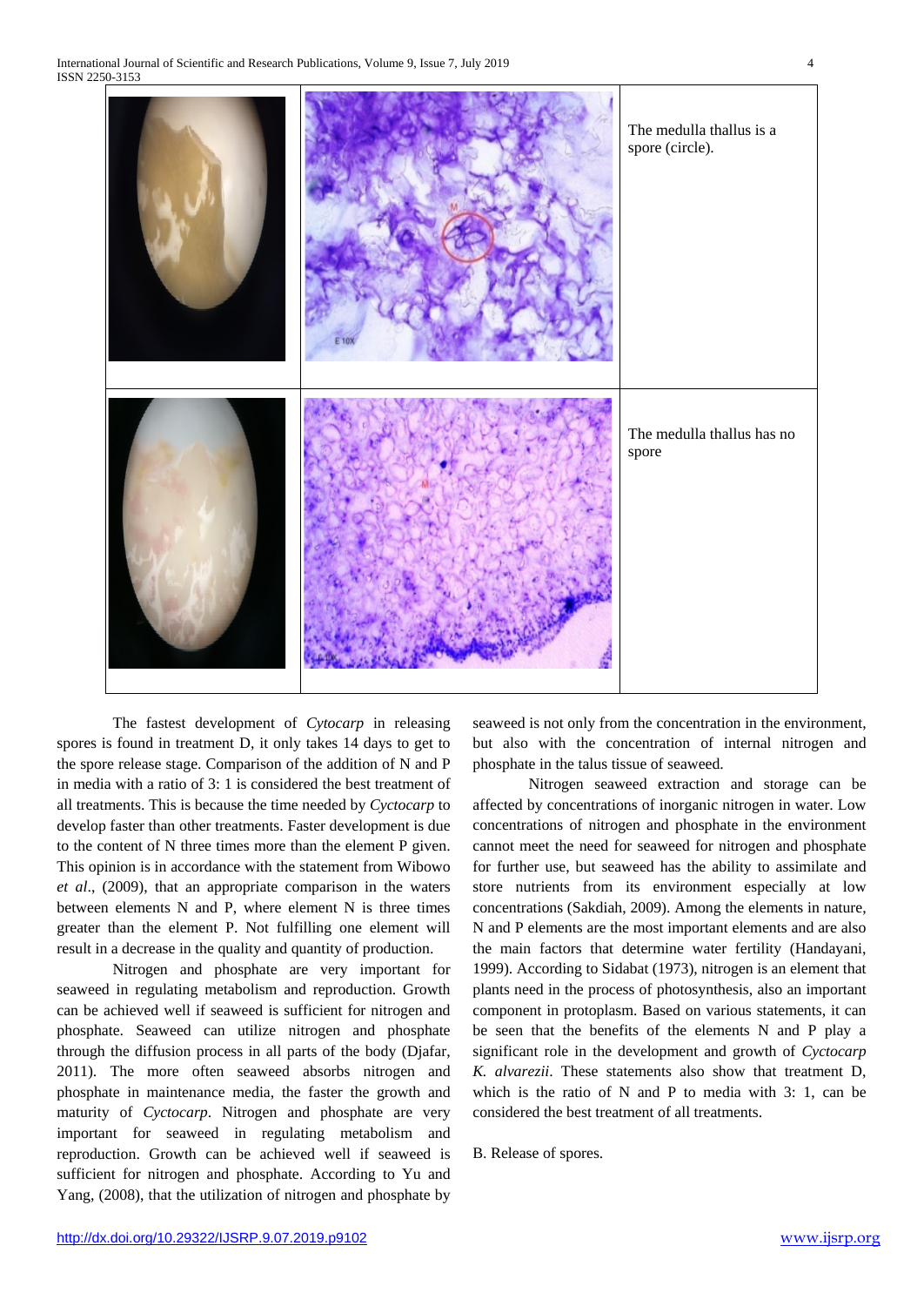| | | |
|---|---|---|
| | | The medulla thallus is a spore (circle). |
| | | The medulla thallus has no spore |

The fastest development of *Cytocarp* in releasing spores is found in treatment D, it only takes 14 days to get to the spore release stage. Comparison of the addition of N and P in media with a ratio of 3: 1 is considered the best treatment of all treatments. This is because the time needed by *Cyctocarp* to develop faster than other treatments. Faster development is due to the content of N three times more than the element P given. This opinion is in accordance with the statement from Wibowo *et al*., (2009), that an appropriate comparison in the waters between elements N and P, where element N is three times greater than the element P. Not fulfilling one element will result in a decrease in the quality and quantity of production.

Nitrogen and phosphate are very important for seaweed in regulating metabolism and reproduction. Growth can be achieved well if seaweed is sufficient for nitrogen and phosphate. Seaweed can utilize nitrogen and phosphate through the diffusion process in all parts of the body (Djafar, 2011). The more often seaweed absorbs nitrogen and phosphate in maintenance media, the faster the growth and maturity of *Cyctocarp*. Nitrogen and phosphate are very important for seaweed in regulating metabolism and reproduction. Growth can be achieved well if seaweed is sufficient for nitrogen and phosphate. According to Yu and Yang, (2008), that the utilization of nitrogen and phosphate by seaweed is not only from the concentration in the environment, but also with the concentration of internal nitrogen and phosphate in the talus tissue of seaweed.

Nitrogen seaweed extraction and storage can be affected by concentrations of inorganic nitrogen in water. Low concentrations of nitrogen and phosphate in the environment cannot meet the need for seaweed for nitrogen and phosphate for further use, but seaweed has the ability to assimilate and store nutrients from its environment especially at low concentrations (Sakdiah, 2009). Among the elements in nature, N and P elements are the most important elements and are also the main factors that determine water fertility (Handayani, 1999). According to Sidabat (1973), nitrogen is an element that plants need in the process of photosynthesis, also an important component in protoplasm. Based on various statements, it can be seen that the benefits of the elements N and P play a significant role in the development and growth of *Cyctocarp K. alvarezii*. These statements also show that treatment D, which is the ratio of N and P to media with 3: 1, can be considered the best treatment of all treatments.

B. Release of spores.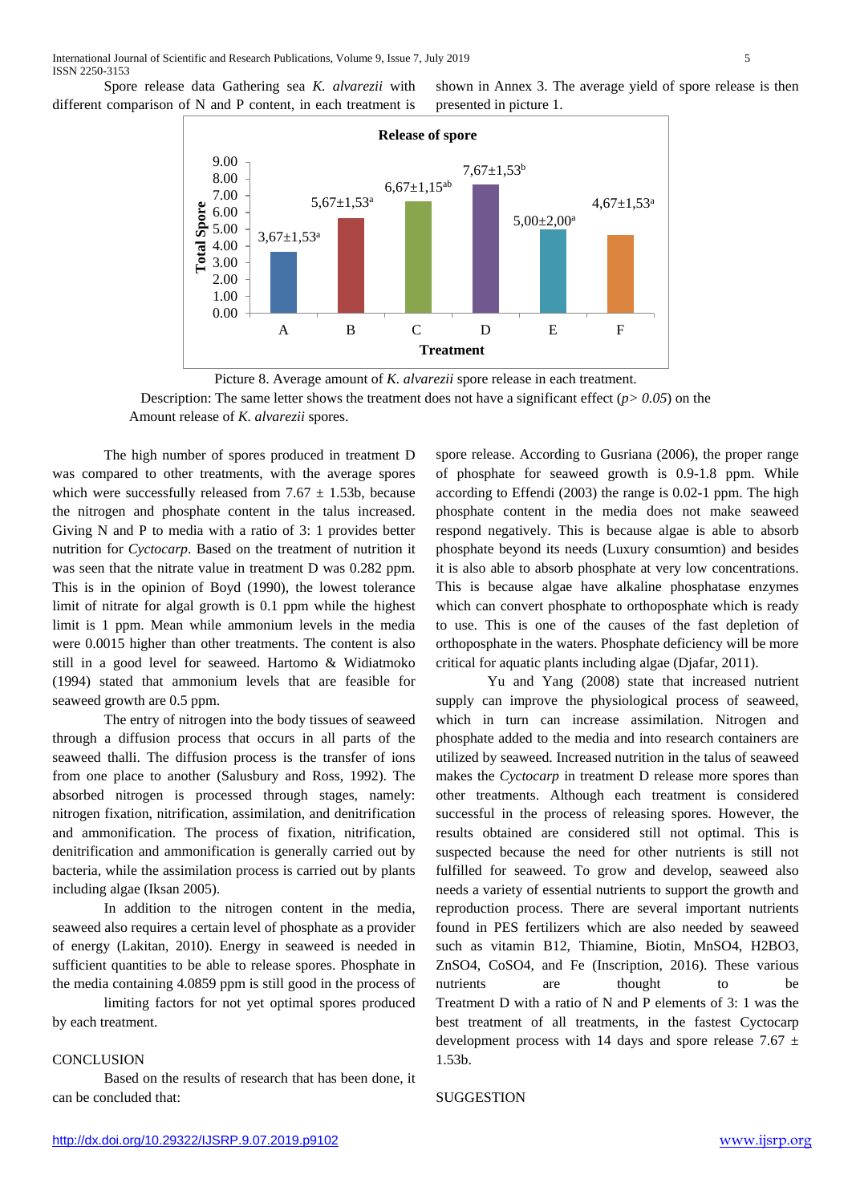Spore release data Gathering sea *K. alvarezii* with different comparison of N and P content, in each treatment is shown in Annex 3. The average yield of spore release is then presented in picture 1.

**Release of spore**

| Treatment | Total Spore |
|---|---|
| A | 3,67±1,53[a] |
| B | 5,67±1,53[a] |
| C | 6,67±1,15[ab] |
| D | 7,67±1,53[b] |
| E | 5,00±2,00[a] |
| F | 4,67±1,53[a] |

Picture 8. Average amount of *K. alvarezii* spore release in each treatment.

Description: The same letter shows the treatment does not have a significant effect ($p > 0.05$) on the Amount release of *K. alvarezii* spores.

The high number of spores produced in treatment D was compared to other treatments, with the average spores which were successfully released from 7.67 ± 1.53b, because the nitrogen and phosphate content in the talus increased. Giving N and P to media with a ratio of 3: 1 provides better nutrition for *Cyctocarp*. Based on the treatment of nutrition it was seen that the nitrate value in treatment D was 0.282 ppm. This is in the opinion of Boyd (1990), the lowest tolerance limit of nitrate for algal growth is 0.1 ppm while the highest limit is 1 ppm. Mean while ammonium levels in the media were 0.0015 higher than other treatments. The content is also still in a good level for seaweed. Hartomo & Widiatmoko (1994) stated that ammonium levels that are feasible for seaweed growth are 0.5 ppm.

The entry of nitrogen into the body tissues of seaweed through a diffusion process that occurs in all parts of the seaweed thalli. The diffusion process is the transfer of ions from one place to another (Salusbury and Ross, 1992). The absorbed nitrogen is processed through stages, namely: nitrogen fixation, nitrification, assimilation, and denitrification and ammonification. The process of fixation, nitrification, denitrification and ammonification is generally carried out by bacteria, while the assimilation process is carried out by plants including algae (Iksan 2005).

In addition to the nitrogen content in the media, seaweed also requires a certain level of phosphate as a provider of energy (Lakitan, 2010). Energy in seaweed is needed in sufficient quantities to be able to release spores. Phosphate in the media containing 4.0859 ppm is still good in the process of spore release. According to Gusriana (2006), the proper range of phosphate for seaweed growth is 0.9-1.8 ppm. While according to Effendi (2003) the range is 0.02-1 ppm. The high phosphate content in the media does not make seaweed respond negatively. This is because algae is able to absorb phosphate beyond its needs (Luxury consumtion) and besides it is also able to absorb phosphate at very low concentrations. This is because algae have alkaline phosphatase enzymes which can convert phosphate to orthoposphate which is ready to use. This is one of the causes of the fast depletion of orthoposphate in the waters. Phosphate deficiency will be more critical for aquatic plants including algae (Djafar, 2011).

Yu and Yang (2008) state that increased nutrient supply can improve the physiological process of seaweed, which in turn can increase assimilation. Nitrogen and phosphate added to the media and into research containers are utilized by seaweed. Increased nutrition in the talus of seaweed makes the *Cyctocarp* in treatment D release more spores than other treatments. Although each treatment is considered successful in the process of releasing spores. However, the results obtained are considered still not optimal. This is suspected because the need for other nutrients is still not fulfilled for seaweed. To grow and develop, seaweed also needs a variety of essential nutrients to support the growth and reproduction process. There are several important nutrients found in PES fertilizers which are also needed by seaweed such as vitamin B12, Thiamine, Biotin, $MnSO_4$, $H_2BO_3$, $ZnSO_4$, $CoSO_4$, and Fe (Inscription, 2016). These various nutrients are thought to be limiting factors for not yet optimal spores produced by each treatment.

## CONCLUSION

Based on the results of research that has been done, it can be concluded that:

Treatment D with a ratio of N and P elements of 3: 1 was the best treatment of all treatments, in the fastest Cyctocarp development process with 14 days and spore release 7.67 ± 1.53b.

## SUGGESTION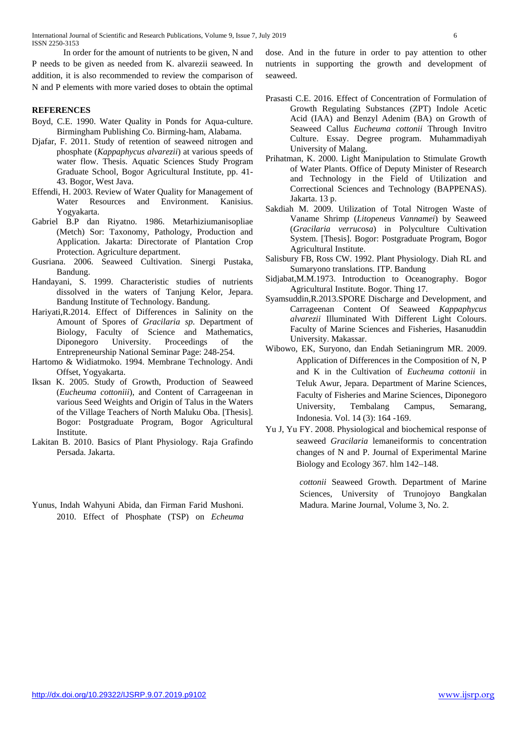In order for the amount of nutrients to be given, N and P needs to be given as needed from K. alvarezii seaweed. In addition, it is also recommended to review the comparison of N and P elements with more varied doses to obtain the optimal dose. And in the future in order to pay attention to other nutrients in supporting the growth and development of seaweed.

## REFERENCES

Boyd, C.E. 1990. Water Quality in Ponds for Aqua-culture. Birmingham Publishing Co. Birming-ham, Alabama.

Djafar, F. 2011. Study of retention of seaweed nitrogen and phosphate (*Kappaphycus alvarezii*) at various speeds of water flow. Thesis. Aquatic Sciences Study Program Graduate School, Bogor Agricultural Institute, pp. 41-43. Bogor, West Java.

Effendi, H. 2003. Review of Water Quality for Management of Water Resources and Environment. Kanisius. Yogyakarta.

Gabriel B.P dan Riyatno. 1986. Metarhiziumanisopliae (Metch) Sor: Taxonomy, Pathology, Production and Application. Jakarta: Directorate of Plantation Crop Protection. Agriculture department.

Gusriana. 2006. Seaweed Cultivation. Sinergi Pustaka, Bandung.

Handayani, S. 1999. Characteristic studies of nutrients dissolved in the waters of Tanjung Kelor, Jepara. Bandung Institute of Technology. Bandung.

Hariyati,R.2014. Effect of Differences in Salinity on the Amount of Spores of *Gracilaria sp.* Department of Biology, Faculty of Science and Mathematics, Diponegoro University. Proceedings of the Entrepreneurship National Seminar Page: 248-254.

Hartomo & Widiatmoko. 1994. Membrane Technology. Andi Offset, Yogyakarta.

Iksan K. 2005. Study of Growth, Production of Seaweed (*Eucheuma cottoniii*), and Content of Carrageenan in various Seed Weights and Origin of Talus in the Waters of the Village Teachers of North Maluku Oba. [Thesis]. Bogor: Postgraduate Program, Bogor Agricultural Institute.

Lakitan B. 2010. Basics of Plant Physiology. Raja Grafindo Persada. Jakarta.

Prasasti C.E. 2016. Effect of Concentration of Formulation of Growth Regulating Substances (ZPT) Indole Acetic Acid (IAA) and Benzyl Adenim (BA) on Growth of Seaweed Callus *Eucheuma cottonii* Through Invitro Culture. Essay. Degree program. Muhammadiyah University of Malang.

Prihatman, K. 2000. Light Manipulation to Stimulate Growth of Water Plants. Office of Deputy Minister of Research and Technology in the Field of Utilization and Correctional Sciences and Technology (BAPPENAS). Jakarta. 13 p.

Sakdiah M. 2009. Utilization of Total Nitrogen Waste of Vaname Shrimp (*Litopeneus Vannamei*) by Seaweed (*Gracilaria verrucosa*) in Polyculture Cultivation System. [Thesis]. Bogor: Postgraduate Program, Bogor Agricultural Institute.

Salisbury FB, Ross CW. 1992. Plant Physiology. Diah RL and Sumaryono translations. ITP. Bandung

Sidjabat,M.M.1973. Introduction to Oceanography. Bogor Agricultural Institute. Bogor. Thing 17.

Syamsuddin,R.2013.SPORE Discharge and Development, and Carrageenan Content Of Seaweed *Kappaphycus alvarezii* Illuminated With Different Light Colours. Faculty of Marine Sciences and Fisheries, Hasanuddin University. Makassar.

Wibowo, EK, Suryono, dan Endah Setianingrum MR. 2009. Application of Differences in the Composition of N, P and K in the Cultivation of *Eucheuma cottonii* in Teluk Awur, Jepara. Department of Marine Sciences, Faculty of Fisheries and Marine Sciences, Diponegoro University, Tembalang Campus, Semarang, Indonesia. Vol. 14 (3): 164 -169.

Yu J, Yu FY. 2008. Physiological and biochemical response of seaweed *Gracilaria* lemaneiformis to concentration changes of N and P. Journal of Experimental Marine Biology and Ecology 367. hlm 142–148.

Yunus, Indah Wahyuni Abida, dan Firman Farid Mushoni. 2010. Effect of Phosphate (TSP) on *Echeuma cottonii* Seaweed Growth. Department of Marine Sciences, University of Trunojoyo Bangkalan Madura. Marine Journal, Volume 3, No. 2.